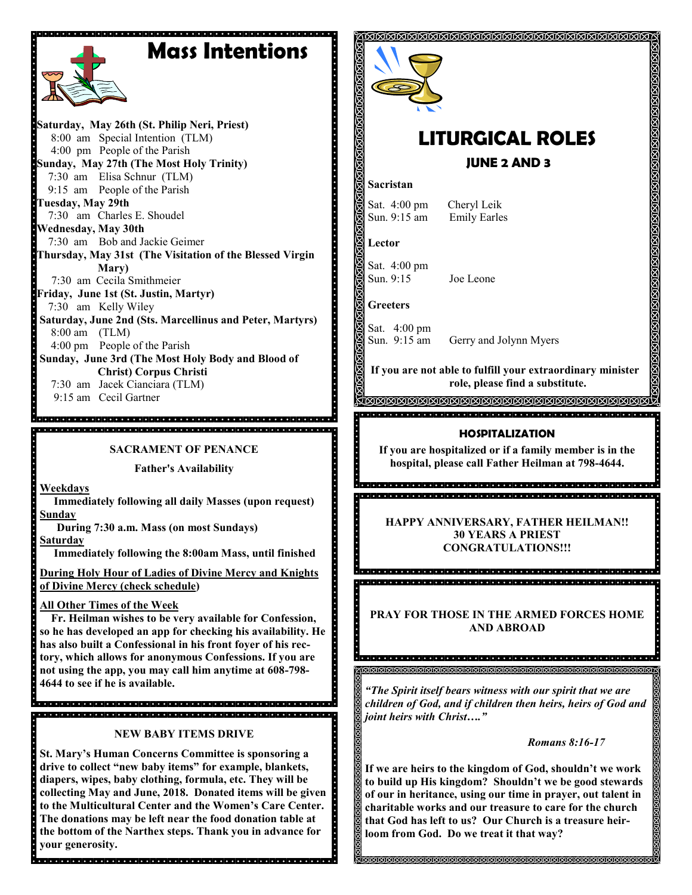# Mass Intentions

**Saturday, May 26th (St. Philip Neri, Priest)**
8:00 am Special Intention (TLM)
4:00 pm People of the Parish

**Sunday, May 27th (The Most Holy Trinity)**
7:30 am Elisa Schnur (TLM)
9:15 am People of the Parish

**Tuesday, May 29th**
7:30 am Charles E. Shoudel

**Wednesday, May 30th**
7:30 am Bob and Jackie Geimer

**Thursday, May 31st (The Visitation of the Blessed Virgin Mary)**
7:30 am Cecila Smithmeier

**Friday, June 1st (St. Justin, Martyr)**
7:30 am Kelly Wiley

**Saturday, June 2nd (Sts. Marcellinus and Peter, Martyrs)**
8:00 am (TLM)
4:00 pm People of the Parish

**Sunday, June 3rd (The Most Holy Body and Blood of Christ) Corpus Christi**
7:30 am Jacek Cianciara (TLM)
9:15 am Cecil Gartner

## SACRAMENT OF PENANCE

**Father's Availability**

**Weekdays**
**Immediately following all daily Masses (upon request)**

**Sunday**
**During 7:30 a.m. Mass (on most Sundays)**

**Saturday**
**Immediately following the 8:00am Mass, until finished**

**During Holy Hour of Ladies of Divine Mercy and Knights of Divine Mercy (check schedule)**

**All Other Times of the Week**
**Fr. Heilman wishes to be very available for Confession, so he has developed an app for checking his availability. He has also built a Confessional in his front foyer of his rectory, which allows for anonymous Confessions. If you are not using the app, you may call him anytime at 608-798-4644 to see if he is available.**

## NEW BABY ITEMS DRIVE

**St. Mary's Human Concerns Committee is sponsoring a drive to collect "new baby items" for example, blankets, diapers, wipes, baby clothing, formula, etc. They will be collecting May and June, 2018. Donated items will be given to the Multicultural Center and the Women's Care Center. The donations may be left near the food donation table at the bottom of the Narthex steps. Thank you in advance for your generosity.**

# LITURGICAL ROLES

## JUNE 2 AND 3

**Sacristan**

Sat. 4:00 pm Cheryl Leik
Sun. 9:15 am Emily Earles

**Lector**

Sat. 4:00 pm
Sun. 9:15 Joe Leone

**Greeters**

Sat. 4:00 pm
Sun. 9:15 am Gerry and Jolynn Myers

**If you are not able to fulfill your extraordinary minister role, please find a substitute.**

## HOSPITALIZATION

**If you are hospitalized or if a family member is in the hospital, please call Father Heilman at 798-4644.**

**HAPPY ANNIVERSARY, FATHER HEILMAN!!**
**30 YEARS A PRIEST**
**CONGRATULATIONS!!!**

**PRAY FOR THOSE IN THE ARMED FORCES HOME AND ABROAD**

***"The Spirit itself bears witness with our spirit that we are children of God, and if children then heirs, heirs of God and joint heirs with Christ…."***

***Romans 8:16-17***

**If we are heirs to the kingdom of God, shouldn't we work to build up His kingdom? Shouldn't we be good stewards of our in heritance, using our time in prayer, out talent in charitable works and our treasure to care for the church that God has left to us? Our Church is a treasure heirloom from God. Do we treat it that way?**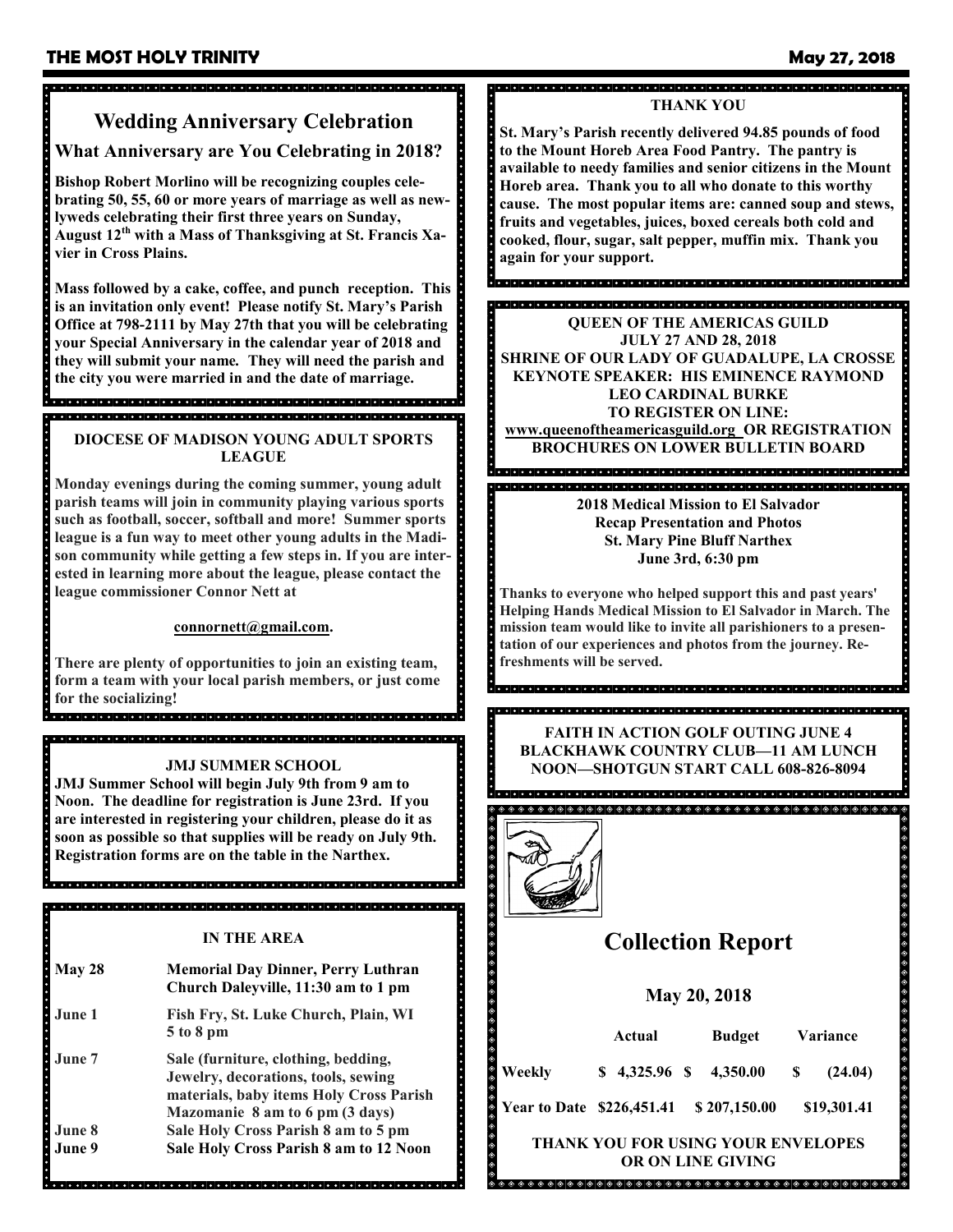## Wedding Anniversary Celebration

**What Anniversary are You Celebrating in 2018?**

**Bishop Robert Morlino will be recognizing couples celebrating 50, 55, 60 or more years of marriage as well as newlyweds celebrating their first three years on Sunday, August 12th with a Mass of Thanksgiving at St. Francis Xavier in Cross Plains.**

**Mass followed by a cake, coffee, and punch reception. This is an invitation only event! Please notify St. Mary's Parish Office at 798-2111 by May 27th that you will be celebrating your Special Anniversary in the calendar year of 2018 and they will submit your name. They will need the parish and the city you were married in and the date of marriage.**

### DIOCESE OF MADISON YOUNG ADULT SPORTS LEAGUE

**Monday evenings during the coming summer, young adult parish teams will join in community playing various sports such as football, soccer, softball and more! Summer sports league is a fun way to meet other young adults in the Madison community while getting a few steps in. If you are interested in learning more about the league, please contact the league commissioner Connor Nett at**

**connornett@gmail.com.**

**There are plenty of opportunities to join an existing team, form a team with your local parish members, or just come for the socializing!**

### JMJ SUMMER SCHOOL

**JMJ Summer School will begin July 9th from 9 am to Noon. The deadline for registration is June 23rd. If you are interested in registering your children, please do it as soon as possible so that supplies will be ready on July 9th. Registration forms are on the table in the Narthex.**

### IN THE AREA

| | |
|---|---|
| **May 28** | **Memorial Day Dinner, Perry Luthran Church Daleyville, 11:30 am to 1 pm** |
| **June 1** | **Fish Fry, St. Luke Church, Plain, WI 5 to 8 pm** |
| **June 7** | **Sale (furniture, clothing, bedding, Jewelry, decorations, tools, sewing materials, baby items Holy Cross Parish Mazomanie 8 am to 6 pm (3 days)** |
| **June 8** | **Sale Holy Cross Parish 8 am to 5 pm** |
| **June 9** | **Sale Holy Cross Parish 8 am to 12 Noon** |

### THANK YOU

**St. Mary's Parish recently delivered 94.85 pounds of food to the Mount Horeb Area Food Pantry. The pantry is available to needy families and senior citizens in the Mount Horeb area. Thank you to all who donate to this worthy cause. The most popular items are: canned soup and stews, fruits and vegetables, juices, boxed cereals both cold and cooked, flour, sugar, salt pepper, muffin mix. Thank you again for your support.**

**QUEEN OF THE AMERICAS GUILD**
**JULY 27 AND 28, 2018**
**SHRINE OF OUR LADY OF GUADALUPE, LA CROSSE**
**KEYNOTE SPEAKER: HIS EMINENCE RAYMOND LEO CARDINAL BURKE**
**TO REGISTER ON LINE:**
**www.queenoftheamericasguild.org OR REGISTRATION BROCHURES ON LOWER BULLETIN BOARD**

**2018 Medical Mission to El Salvador**
**Recap Presentation and Photos**
**St. Mary Pine Bluff Narthex**
**June 3rd, 6:30 pm**

**Thanks to everyone who helped support this and past years' Helping Hands Medical Mission to El Salvador in March. The mission team would like to invite all parishioners to a presentation of our experiences and photos from the journey. Refreshments will be served.**

**FAITH IN ACTION GOLF OUTING JUNE 4 BLACKHAWK COUNTRY CLUB—11 AM LUNCH NOON—SHOTGUN START CALL 608-826-8094**

## Collection Report

**May 20, 2018**

| | Actual | Budget | Variance |
|---|---|---|---|
| **Weekly** | **$ 4,325.96** | **$ 4,350.00** | **$ (24.04)** |
| **Year to Date** | **$226,451.41** | **$ 207,150.00** | **$19,301.41** |

**THANK YOU FOR USING YOUR ENVELOPES OR ON LINE GIVING**